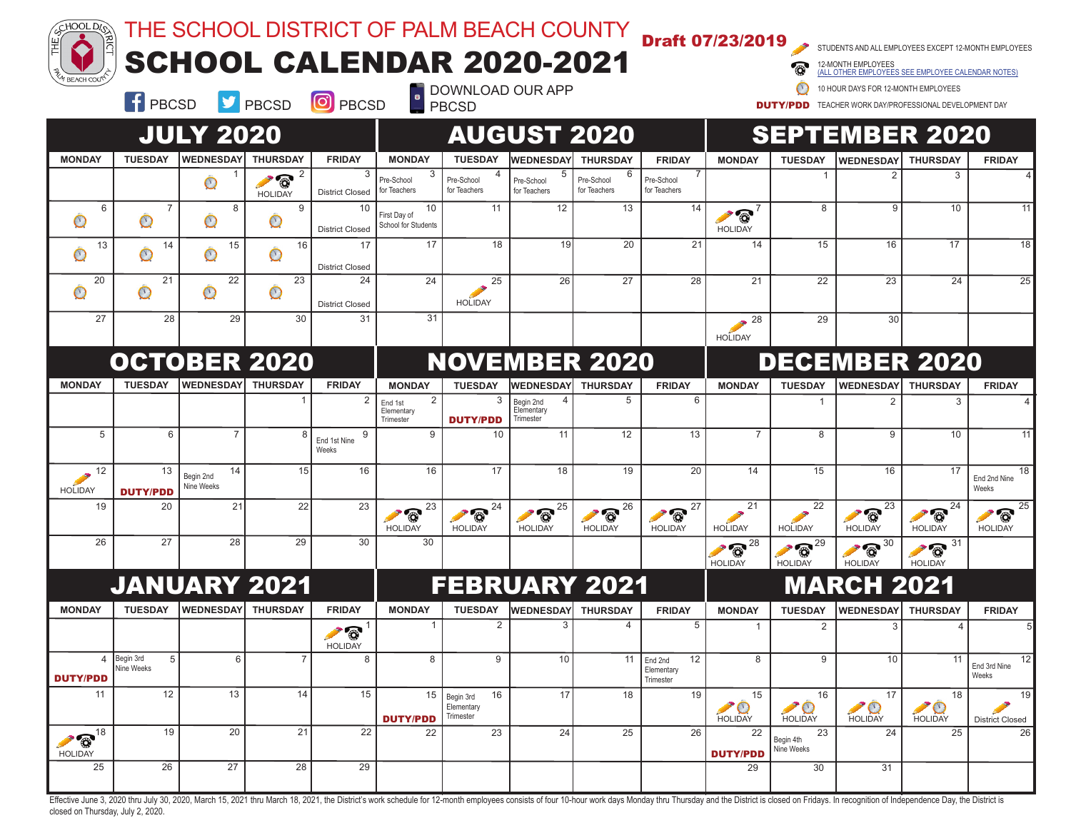# THE SCHOOL DISTRICT OF PALM BEACH COUNTY

# SCHOOL CALENDAR 2020-2021

**Draft 07/23/2019**

PBCSD | PBCSD | PBCSD | DOWNLOAD OUR APP PBCSD

Legend:
- (pencil) STUDENTS AND ALL EMPLOYEES EXCEPT 12-MONTH EMPLOYEES
- (phone) 12-MONTH EMPLOYEES (ALL OTHER EMPLOYEES SEE EMPLOYEE CALENDAR NOTES)
- (clock) 10 HOUR DAYS FOR 12-MONTH EMPLOYEES
- **DUTY/PDD** TEACHER WORK DAY/PROFESSIONAL DEVELOPMENT DAY

## JULY 2020

| MONDAY | TUESDAY | WEDNESDAY | THURSDAY | FRIDAY |
|---|---|---|---|---|
| | | 1 (clock) | 2 (pencil)(phone) HOLIDAY | 3 District Closed |
| 6 (clock) | 7 (clock) | 8 (clock) | 9 (clock) | 10 District Closed |
| 13 (clock) | 14 (clock) | 15 (clock) | 16 (clock) | 17 District Closed |
| 20 (clock) | 21 (clock) | 22 (clock) | 23 (clock) | 24 District Closed |
| 27 | 28 | 29 | 30 | 31 |

## AUGUST 2020

| MONDAY | TUESDAY | WEDNESDAY | THURSDAY | FRIDAY |
|---|---|---|---|---|
| 3 Pre-School for Teachers | 4 Pre-School for Teachers | 5 Pre-School for Teachers | 6 Pre-School for Teachers | 7 Pre-School for Teachers |
| 10 First Day of School for Students | 11 | 12 | 13 | 14 |
| 17 | 18 | 19 | 20 | 21 |
| 24 | 25 (pencil) HOLIDAY | 26 | 27 | 28 |
| 31 | | | | |

## SEPTEMBER 2020

| MONDAY | TUESDAY | WEDNESDAY | THURSDAY | FRIDAY |
|---|---|---|---|---|
| | 1 | 2 | 3 | 4 |
| 7 (pencil)(phone) HOLIDAY | 8 | 9 | 10 | 11 |
| 14 | 15 | 16 | 17 | 18 |
| 21 | 22 | 23 | 24 | 25 |
| 28 (pencil) HOLIDAY | 29 | 30 | | |

## OCTOBER 2020

| MONDAY | TUESDAY | WEDNESDAY | THURSDAY | FRIDAY |
|---|---|---|---|---|
| | | | 1 | 2 |
| 5 | 6 | 7 | 8 | 9 End 1st Nine Weeks |
| 12 (pencil) HOLIDAY | 13 **DUTY/PDD** | 14 Begin 2nd Nine Weeks | 15 | 16 |
| 19 | 20 | 21 | 22 | 23 |
| 26 | 27 | 28 | 29 | 30 |

## NOVEMBER 2020

| MONDAY | TUESDAY | WEDNESDAY | THURSDAY | FRIDAY |
|---|---|---|---|---|
| 2 End 1st Elementary Trimester | 3 **DUTY/PDD** | 4 Begin 2nd Elementary Trimester | 5 | 6 |
| 9 | 10 | 11 | 12 | 13 |
| 16 | 17 | 18 | 19 | 20 |
| 23 (pencil)(phone) HOLIDAY | 24 (pencil)(phone) HOLIDAY | 25 (pencil)(phone) HOLIDAY | 26 (pencil)(phone) HOLIDAY | 27 (pencil)(phone) HOLIDAY |
| 30 | | | | |

## DECEMBER 2020

| MONDAY | TUESDAY | WEDNESDAY | THURSDAY | FRIDAY |
|---|---|---|---|---|
| | 1 | 2 | 3 | 4 |
| 7 | 8 | 9 | 10 | 11 |
| 14 | 15 | 16 | 17 | 18 End 2nd Nine Weeks |
| 21 (pencil) HOLIDAY | 22 (pencil) HOLIDAY | 23 (pencil)(phone) HOLIDAY | 24 (pencil)(phone) HOLIDAY | 25 (pencil)(phone) HOLIDAY |
| 28 (pencil)(phone) HOLIDAY | 29 (pencil)(phone) HOLIDAY | 30 (pencil)(phone) HOLIDAY | 31 (pencil)(phone) HOLIDAY | |

## JANUARY 2021

| MONDAY | TUESDAY | WEDNESDAY | THURSDAY | FRIDAY |
|---|---|---|---|---|
| | | | | 1 (pencil)(phone) HOLIDAY |
| 4 **DUTY/PDD** | 5 Begin 3rd Nine Weeks | 6 | 7 | 8 |
| 11 | 12 | 13 | 14 | 15 |
| 18 (pencil)(phone) HOLIDAY | 19 | 20 | 21 | 22 |
| 25 | 26 | 27 | 28 | 29 |

## FEBRUARY 2021

| MONDAY | TUESDAY | WEDNESDAY | THURSDAY | FRIDAY |
|---|---|---|---|---|
| 1 | 2 | 3 | 4 | 5 |
| 8 | 9 | 10 | 11 | 12 End 2nd Elementary Trimester |
| 15 **DUTY/PDD** | 16 Begin 3rd Elementary Trimester | 17 | 18 | 19 |
| 22 | 23 | 24 | 25 | 26 |

## MARCH 2021

| MONDAY | TUESDAY | WEDNESDAY | THURSDAY | FRIDAY |
|---|---|---|---|---|
| 1 | 2 | 3 | 4 | 5 |
| 8 | 9 | 10 | 11 | 12 End 3rd Nine Weeks |
| 15 (pencil)(clock) HOLIDAY | 16 (pencil)(clock) HOLIDAY | 17 (pencil)(clock) HOLIDAY | 18 (pencil)(clock) HOLIDAY | 19 (pencil) District Closed |
| 22 **DUTY/PDD** | 23 Begin 4th Nine Weeks | 24 | 25 | 26 |
| 29 | 30 | 31 | | |

Effective June 3, 2020 thru July 30, 2020, March 15, 2021 thru March 18, 2021, the District's work schedule for 12-month employees consists of four 10-hour work days Monday thru Thursday and the District is closed on Fridays. In recognition of Independence Day, the District is closed on Thursday, July 2, 2020.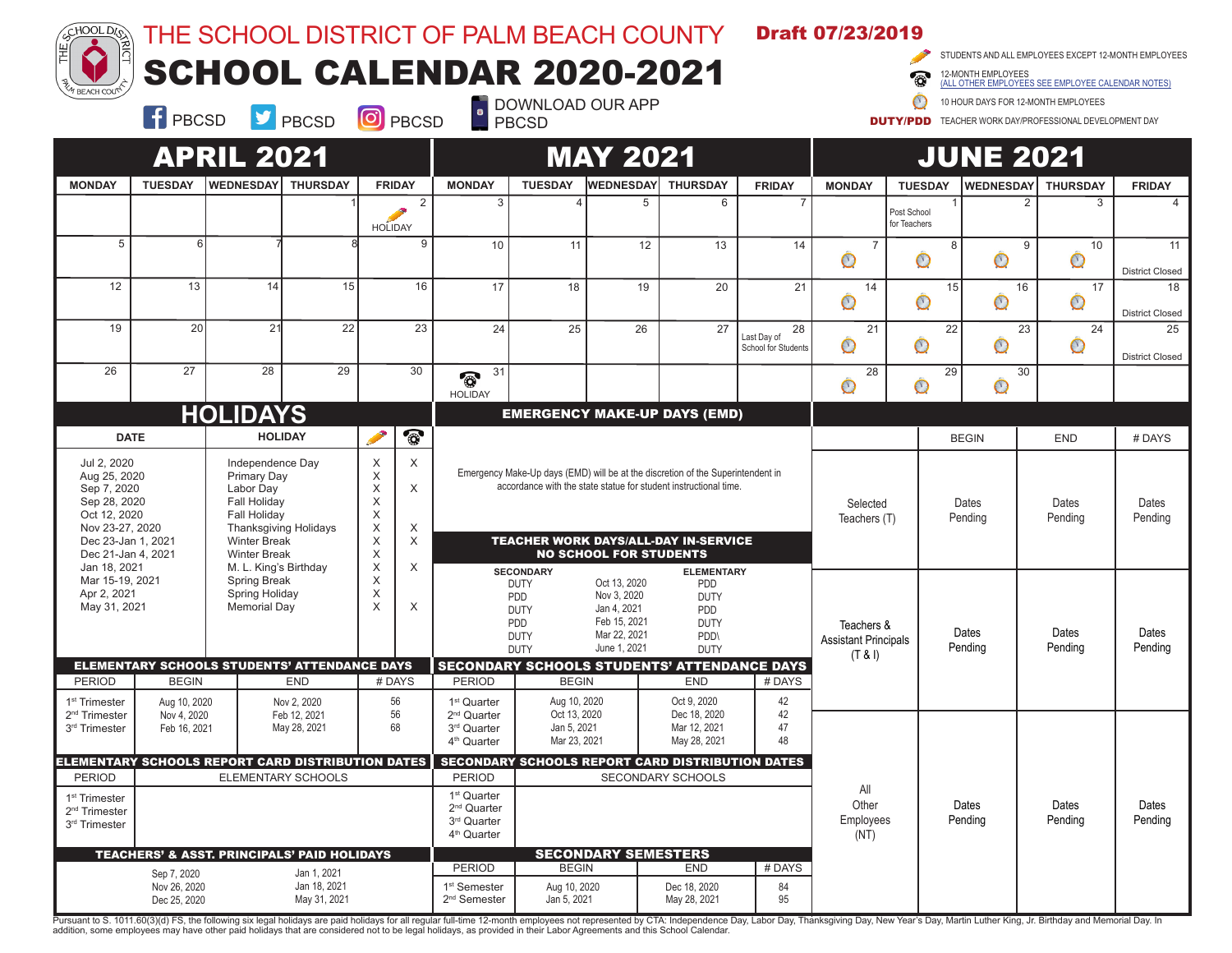# THE SCHOOL DISTRICT OF PALM BEACH COUNTY

# SCHOOL CALENDAR 2020-2021

**Draft 07/23/2019**

PBCSD PBCSD PBCSD DOWNLOAD OUR APP PBCSD

- ✏ STUDENTS AND ALL EMPLOYEES EXCEPT 12-MONTH EMPLOYEES
- ☎ 12-MONTH EMPLOYEES (ALL OTHER EMPLOYEES SEE EMPLOYEE CALENDAR NOTES)
- ⏱ 10 HOUR DAYS FOR 12-MONTH EMPLOYEES
- **DUTY/PDD** TEACHER WORK DAY/PROFESSIONAL DEVELOPMENT DAY

## APRIL 2021

| MONDAY | TUESDAY | WEDNESDAY | THURSDAY | FRIDAY |
|---|---|---|---|---|
| | | | 1 | 2 ✏ HOLIDAY |
| 5 | 6 | 7 | 8 | 9 |
| 12 | 13 | 14 | 15 | 16 |
| 19 | 20 | 21 | 22 | 23 |
| 26 | 27 | 28 | 29 | 30 |

## MAY 2021

| MONDAY | TUESDAY | WEDNESDAY | THURSDAY | FRIDAY |
|---|---|---|---|---|
| 3 | 4 | 5 | 6 | 7 |
| 10 | 11 | 12 | 13 | 14 |
| 17 | 18 | 19 | 20 | 21 |
| 24 | 25 | 26 | 27 | 28 Last Day of School for Students |
| 31 ☎ HOLIDAY | | | | |

## JUNE 2021

| MONDAY | TUESDAY | WEDNESDAY | THURSDAY | FRIDAY |
|---|---|---|---|---|
| | 1 Post School for Teachers | 2 | 3 | 4 |
| 7 ⏱ | 8 ⏱ | 9 ⏱ | 10 ⏱ | 11 District Closed |
| 14 ⏱ | 15 ⏱ | 16 ⏱ | 17 ⏱ | 18 District Closed |
| 21 ⏱ | 22 ⏱ | 23 ⏱ | 24 ⏱ | 25 District Closed |
| 28 ⏱ | 29 ⏱ | 30 ⏱ | | |

## HOLIDAYS

| DATE | HOLIDAY | ✏ | ☎ |
|---|---|---|---|
| Jul 2, 2020 | Independence Day | X | X |
| Aug 25, 2020 | Primary Day | X | |
| Sep 7, 2020 | Labor Day | X | X |
| Sep 28, 2020 | Fall Holiday | X | |
| Oct 12, 2020 | Fall Holiday | X | |
| Nov 23-27, 2020 | Thanksgiving Holidays | X | X |
| Dec 23-Jan 1, 2021 | Winter Break | X | X |
| Dec 21-Jan 4, 2021 | Winter Break | X | |
| Jan 18, 2021 | M. L. King's Birthday | X | X |
| Mar 15-19, 2021 | Spring Break | X | |
| Apr 2, 2021 | Spring Holiday | X | |
| May 31, 2021 | Memorial Day | X | X |

## EMERGENCY MAKE-UP DAYS (EMD)

Emergency Make-Up days (EMD) will be at the discretion of the Superintendent in accordance with the state statue for student instructional time.

## TEACHER WORK DAYS/ALL-DAY IN-SERVICE NO SCHOOL FOR STUDENTS

| SECONDARY | | ELEMENTARY |
|---|---|---|
| DUTY | Oct 13, 2020 | PDD |
| PDD | Nov 3, 2020 | DUTY |
| DUTY | Jan 4, 2021 | PDD |
| PDD | Feb 15, 2021 | DUTY |
| DUTY | Mar 22, 2021 | PDD\ |
| DUTY | June 1, 2021 | DUTY |

| | BEGIN | END | # DAYS |
|---|---|---|---|
| Selected Teachers (T) | Dates Pending | Dates Pending | Dates Pending |
| Teachers & Assistant Principals (T & I) | Dates Pending | Dates Pending | Dates Pending |
| All Other Employees (NT) | Dates Pending | Dates Pending | Dates Pending |

## ELEMENTARY SCHOOLS STUDENTS' ATTENDANCE DAYS

| PERIOD | BEGIN | END | # DAYS |
|---|---|---|---|
| 1st Trimester | Aug 10, 2020 | Nov 2, 2020 | 56 |
| 2nd Trimester | Nov 4, 2020 | Feb 12, 2021 | 56 |
| 3rd Trimester | Feb 16, 2021 | May 28, 2021 | 68 |

## SECONDARY SCHOOLS STUDENTS' ATTENDANCE DAYS

| PERIOD | BEGIN | END | # DAYS |
|---|---|---|---|
| 1st Quarter | Aug 10, 2020 | Oct 9, 2020 | 42 |
| 2nd Quarter | Oct 13, 2020 | Dec 18, 2020 | 42 |
| 3rd Quarter | Jan 5, 2021 | Mar 12, 2021 | 47 |
| 4th Quarter | Mar 23, 2021 | May 28, 2021 | 48 |

## ELEMENTARY SCHOOLS REPORT CARD DISTRIBUTION DATES

| PERIOD | ELEMENTARY SCHOOLS |
|---|---|
| 1st Trimester | |
| 2nd Trimester | |
| 3rd Trimester | |

## SECONDARY SCHOOLS REPORT CARD DISTRIBUTION DATES

| PERIOD | SECONDARY SCHOOLS |
|---|---|
| 1st Quarter | |
| 2nd Quarter | |
| 3rd Quarter | |
| 4th Quarter | |

## TEACHERS' & ASST. PRINCIPALS' PAID HOLIDAYS

| | |
|---|---|
| Sep 7, 2020 | Jan 1, 2021 |
| Nov 26, 2020 | Jan 18, 2021 |
| Dec 25, 2020 | May 31, 2021 |

## SECONDARY SEMESTERS

| PERIOD | BEGIN | END | # DAYS |
|---|---|---|---|
| 1st Semester | Aug 10, 2020 | Dec 18, 2020 | 84 |
| 2nd Semester | Jan 5, 2021 | May 28, 2021 | 95 |

Pursuant to S. 1011.60(3)(d) FS, the following six legal holidays are paid holidays for all regular full-time 12-month employees not represented by CTA: Independence Day, Labor Day, Thanksgiving Day, New Year's Day, Martin Luther King, Jr. Birthday and Memorial Day. In addition, some employees may have other paid holidays that are considered not to be legal holidays, as provided in their Labor Agreements and this School Calendar.